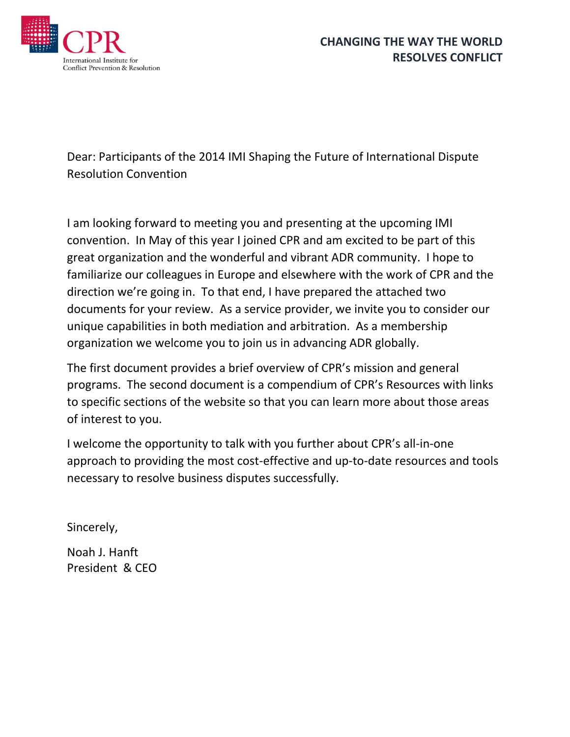CPR
International Institute for Conflict Prevention & Resolution

**CHANGING THE WAY THE WORLD RESOLVES CONFLICT**

Dear: Participants of the 2014 IMI Shaping the Future of International Dispute Resolution Convention

I am looking forward to meeting you and presenting at the upcoming IMI convention. In May of this year I joined CPR and am excited to be part of this great organization and the wonderful and vibrant ADR community. I hope to familiarize our colleagues in Europe and elsewhere with the work of CPR and the direction we're going in. To that end, I have prepared the attached two documents for your review. As a service provider, we invite you to consider our unique capabilities in both mediation and arbitration. As a membership organization we welcome you to join us in advancing ADR globally.

The first document provides a brief overview of CPR's mission and general programs. The second document is a compendium of CPR's Resources with links to specific sections of the website so that you can learn more about those areas of interest to you.

I welcome the opportunity to talk with you further about CPR's all-in-one approach to providing the most cost-effective and up-to-date resources and tools necessary to resolve business disputes successfully.

Sincerely,

Noah J. Hanft
President & CEO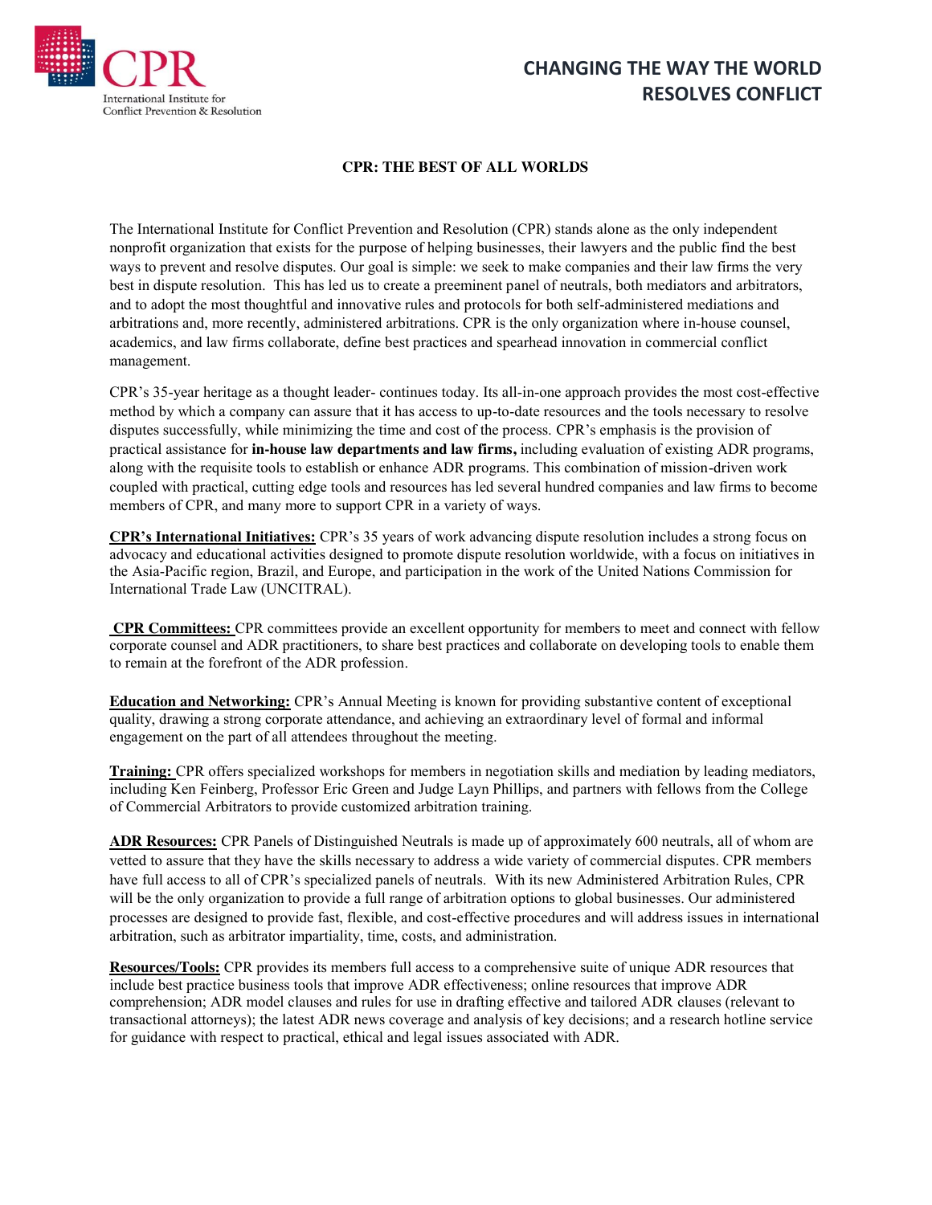# CHANGING THE WAY THE WORLD RESOLVES CONFLICT

## CPR: THE BEST OF ALL WORLDS

The International Institute for Conflict Prevention and Resolution (CPR) stands alone as the only independent nonprofit organization that exists for the purpose of helping businesses, their lawyers and the public find the best ways to prevent and resolve disputes. Our goal is simple: we seek to make companies and their law firms the very best in dispute resolution. This has led us to create a preeminent panel of neutrals, both mediators and arbitrators, and to adopt the most thoughtful and innovative rules and protocols for both self-administered mediations and arbitrations and, more recently, administered arbitrations. CPR is the only organization where in-house counsel, academics, and law firms collaborate, define best practices and spearhead innovation in commercial conflict management.

CPR's 35-year heritage as a thought leader- continues today. Its all-in-one approach provides the most cost-effective method by which a company can assure that it has access to up-to-date resources and the tools necessary to resolve disputes successfully, while minimizing the time and cost of the process. CPR's emphasis is the provision of practical assistance for **in-house law departments and law firms,** including evaluation of existing ADR programs, along with the requisite tools to establish or enhance ADR programs. This combination of mission-driven work coupled with practical, cutting edge tools and resources has led several hundred companies and law firms to become members of CPR, and many more to support CPR in a variety of ways.

**CPR's International Initiatives:** CPR's 35 years of work advancing dispute resolution includes a strong focus on advocacy and educational activities designed to promote dispute resolution worldwide, with a focus on initiatives in the Asia-Pacific region, Brazil, and Europe, and participation in the work of the United Nations Commission for International Trade Law (UNCITRAL).

**CPR Committees:** CPR committees provide an excellent opportunity for members to meet and connect with fellow corporate counsel and ADR practitioners, to share best practices and collaborate on developing tools to enable them to remain at the forefront of the ADR profession.

**Education and Networking:** CPR's Annual Meeting is known for providing substantive content of exceptional quality, drawing a strong corporate attendance, and achieving an extraordinary level of formal and informal engagement on the part of all attendees throughout the meeting.

**Training:** CPR offers specialized workshops for members in negotiation skills and mediation by leading mediators, including Ken Feinberg, Professor Eric Green and Judge Layn Phillips, and partners with fellows from the College of Commercial Arbitrators to provide customized arbitration training.

**ADR Resources:** CPR Panels of Distinguished Neutrals is made up of approximately 600 neutrals, all of whom are vetted to assure that they have the skills necessary to address a wide variety of commercial disputes. CPR members have full access to all of CPR's specialized panels of neutrals. With its new Administered Arbitration Rules, CPR will be the only organization to provide a full range of arbitration options to global businesses. Our administered processes are designed to provide fast, flexible, and cost-effective procedures and will address issues in international arbitration, such as arbitrator impartiality, time, costs, and administration.

**Resources/Tools:** CPR provides its members full access to a comprehensive suite of unique ADR resources that include best practice business tools that improve ADR effectiveness; online resources that improve ADR comprehension; ADR model clauses and rules for use in drafting effective and tailored ADR clauses (relevant to transactional attorneys); the latest ADR news coverage and analysis of key decisions; and a research hotline service for guidance with respect to practical, ethical and legal issues associated with ADR.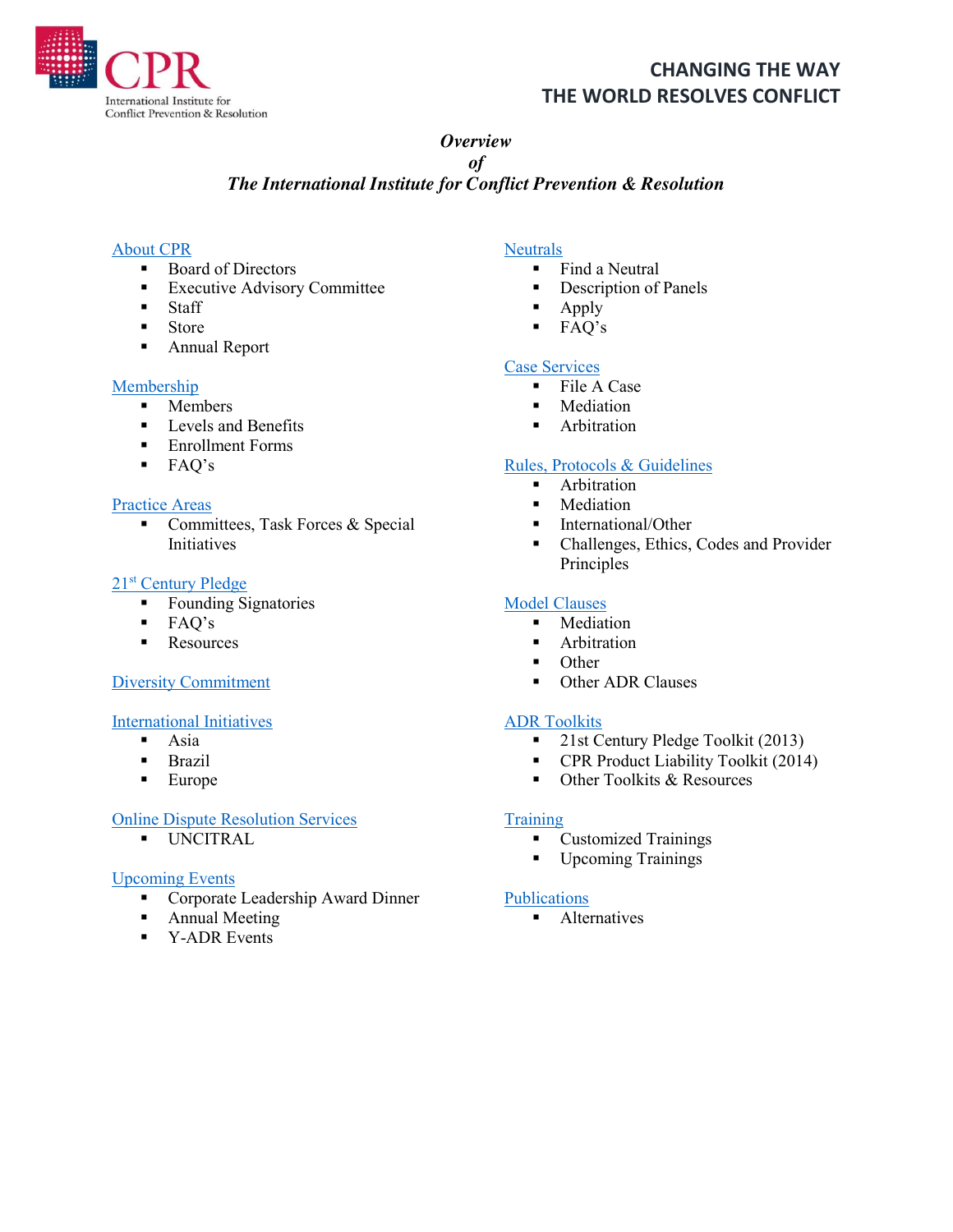CPR International Institute for Conflict Prevention & Resolution

**CHANGING THE WAY THE WORLD RESOLVES CONFLICT**

***Overview of The International Institute for Conflict Prevention & Resolution***

About CPR
- Board of Directors
- Executive Advisory Committee
- Staff
- Store
- Annual Report

Membership
- Members
- Levels and Benefits
- Enrollment Forms
- FAQ's

Practice Areas
- Committees, Task Forces & Special Initiatives

21st Century Pledge
- Founding Signatories
- FAQ's
- Resources

Diversity Commitment

International Initiatives
- Asia
- Brazil
- Europe

Online Dispute Resolution Services
- UNCITRAL

Upcoming Events
- Corporate Leadership Award Dinner
- Annual Meeting
- Y-ADR Events

Neutrals
- Find a Neutral
- Description of Panels
- Apply
- FAQ's

Case Services
- File A Case
- Mediation
- Arbitration

Rules, Protocols & Guidelines
- Arbitration
- Mediation
- International/Other
- Challenges, Ethics, Codes and Provider Principles

Model Clauses
- Mediation
- Arbitration
- Other
- Other ADR Clauses

ADR Toolkits
- 21st Century Pledge Toolkit (2013)
- CPR Product Liability Toolkit (2014)
- Other Toolkits & Resources

Training
- Customized Trainings
- Upcoming Trainings

Publications
- Alternatives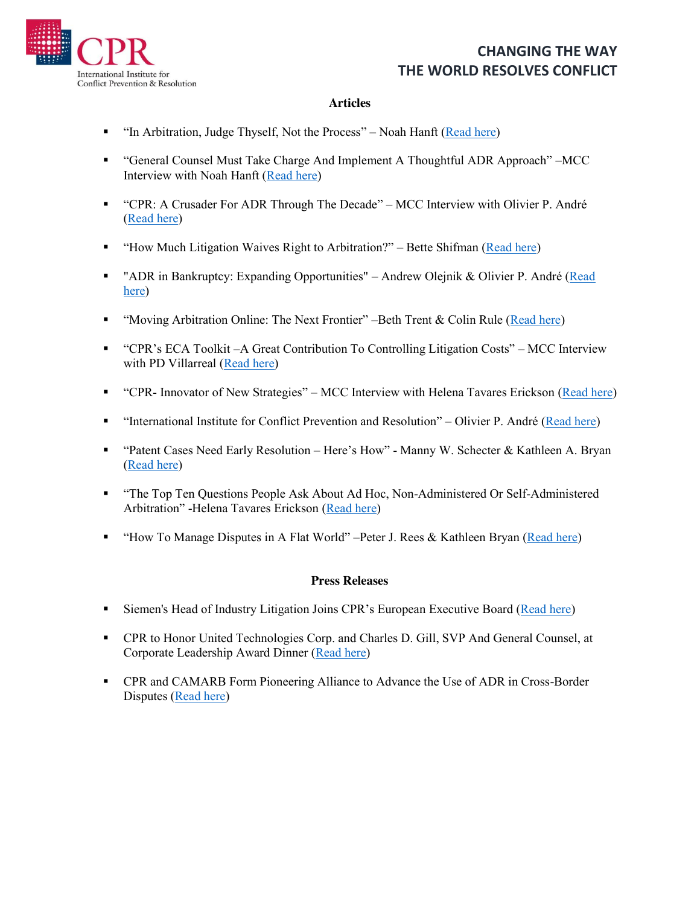## Articles

- "In Arbitration, Judge Thyself, Not the Process" – Noah Hanft (Read here)
- "General Counsel Must Take Charge And Implement A Thoughtful ADR Approach" –MCC Interview with Noah Hanft (Read here)
- "CPR: A Crusader For ADR Through The Decade" – MCC Interview with Olivier P. André (Read here)
- "How Much Litigation Waives Right to Arbitration?" – Bette Shifman (Read here)
- "ADR in Bankruptcy: Expanding Opportunities" – Andrew Olejnik & Olivier P. André (Read here)
- "Moving Arbitration Online: The Next Frontier" –Beth Trent & Colin Rule (Read here)
- "CPR's ECA Toolkit –A Great Contribution To Controlling Litigation Costs" – MCC Interview with PD Villarreal (Read here)
- "CPR- Innovator of New Strategies" – MCC Interview with Helena Tavares Erickson (Read here)
- "International Institute for Conflict Prevention and Resolution" – Olivier P. André (Read here)
- "Patent Cases Need Early Resolution – Here's How" - Manny W. Schecter & Kathleen A. Bryan (Read here)
- "The Top Ten Questions People Ask About Ad Hoc, Non-Administered Or Self-Administered Arbitration" -Helena Tavares Erickson (Read here)
- "How To Manage Disputes in A Flat World" –Peter J. Rees & Kathleen Bryan (Read here)

## Press Releases

- Siemen's Head of Industry Litigation Joins CPR's European Executive Board (Read here)
- CPR to Honor United Technologies Corp. and Charles D. Gill, SVP And General Counsel, at Corporate Leadership Award Dinner (Read here)
- CPR and CAMARB Form Pioneering Alliance to Advance the Use of ADR in Cross-Border Disputes (Read here)